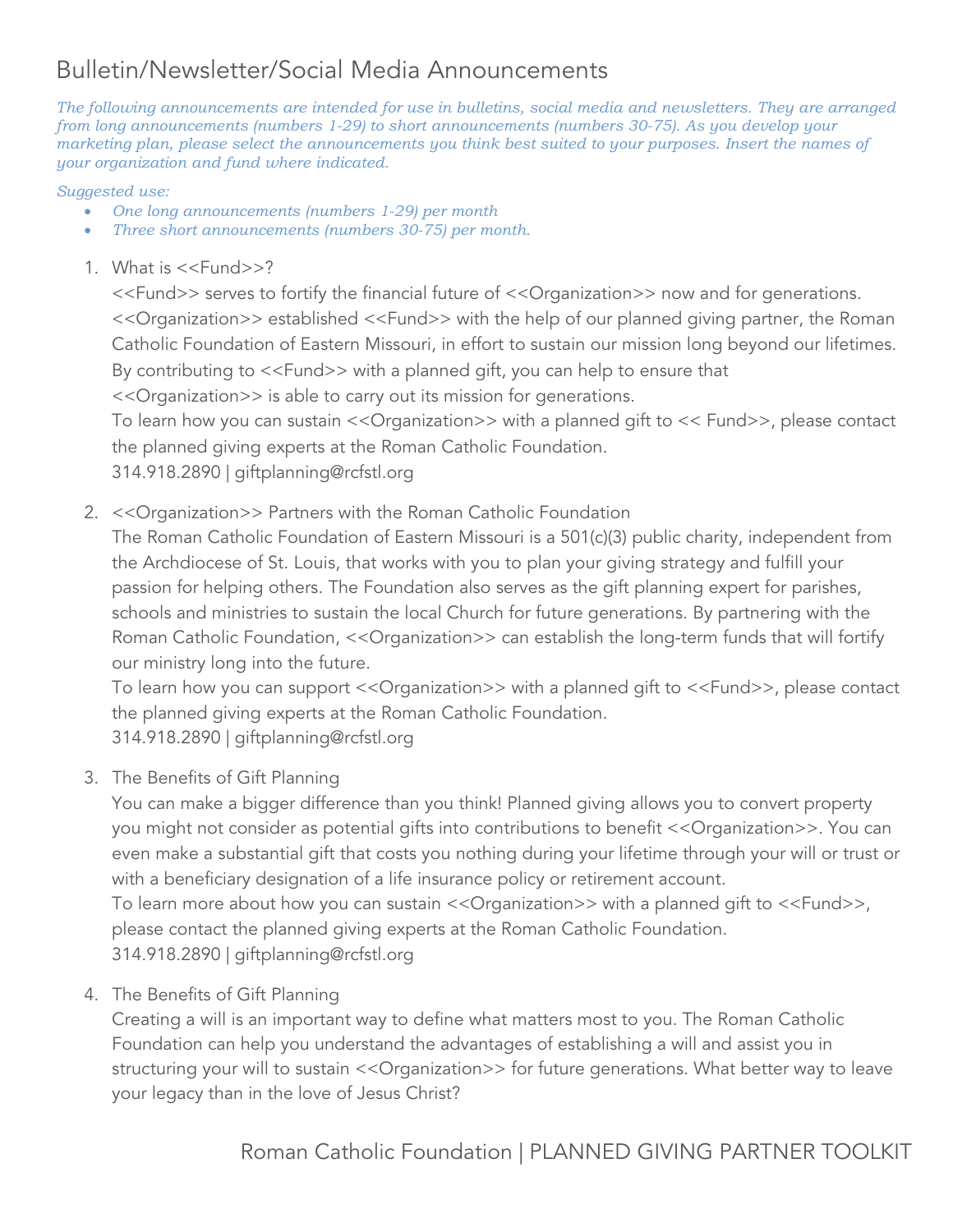# Bulletin/Newsletter/Social Media Announcements

*The following announcements are intended for use in bulletins, social media and newsletters. They are arranged from long announcements (numbers 1-29) to short announcements (numbers 30-75). As you develop your marketing plan, please select the announcements you think best suited to your purposes. Insert the names of your organization and fund where indicated.*

*Suggested use:*

- *One long announcements (numbers 1-29) per month*
- *Three short announcements (numbers 30-75) per month.*

1. What is <<Fund>>?
   <<Fund>> serves to fortify the financial future of <<Organization>> now and for generations. <<Organization>> established <<Fund>> with the help of our planned giving partner, the Roman Catholic Foundation of Eastern Missouri, in effort to sustain our mission long beyond our lifetimes. By contributing to <<Fund>> with a planned gift, you can help to ensure that <<Organization>> is able to carry out its mission for generations.
   To learn how you can sustain <<Organization>> with a planned gift to << Fund>>, please contact the planned giving experts at the Roman Catholic Foundation.
   314.918.2890 | giftplanning@rcfstl.org

2. <<Organization>> Partners with the Roman Catholic Foundation
   The Roman Catholic Foundation of Eastern Missouri is a 501(c)(3) public charity, independent from the Archdiocese of St. Louis, that works with you to plan your giving strategy and fulfill your passion for helping others. The Foundation also serves as the gift planning expert for parishes, schools and ministries to sustain the local Church for future generations. By partnering with the Roman Catholic Foundation, <<Organization>> can establish the long-term funds that will fortify our ministry long into the future.
   To learn how you can support <<Organization>> with a planned gift to <<Fund>>, please contact the planned giving experts at the Roman Catholic Foundation.
   314.918.2890 | giftplanning@rcfstl.org

3. The Benefits of Gift Planning
   You can make a bigger difference than you think! Planned giving allows you to convert property you might not consider as potential gifts into contributions to benefit <<Organization>>. You can even make a substantial gift that costs you nothing during your lifetime through your will or trust or with a beneficiary designation of a life insurance policy or retirement account.
   To learn more about how you can sustain <<Organization>> with a planned gift to <<Fund>>, please contact the planned giving experts at the Roman Catholic Foundation.
   314.918.2890 | giftplanning@rcfstl.org

4. The Benefits of Gift Planning
   Creating a will is an important way to define what matters most to you. The Roman Catholic Foundation can help you understand the advantages of establishing a will and assist you in structuring your will to sustain <<Organization>> for future generations. What better way to leave your legacy than in the love of Jesus Christ?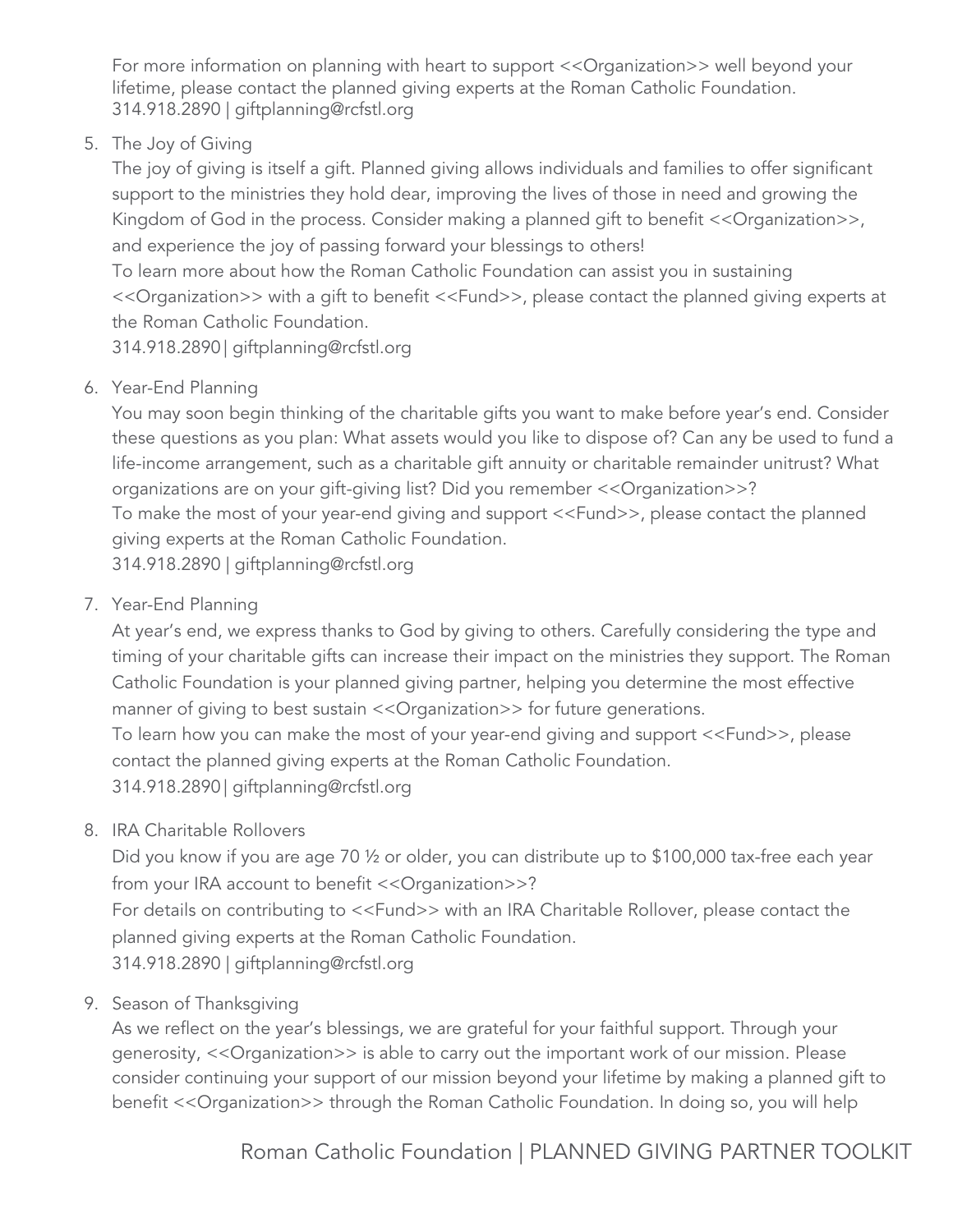For more information on planning with heart to support <<Organization>> well beyond your lifetime, please contact the planned giving experts at the Roman Catholic Foundation.
314.918.2890 | giftplanning@rcfstl.org

5. The Joy of Giving

   The joy of giving is itself a gift. Planned giving allows individuals and families to offer significant support to the ministries they hold dear, improving the lives of those in need and growing the Kingdom of God in the process. Consider making a planned gift to benefit <<Organization>>, and experience the joy of passing forward your blessings to others!

   To learn more about how the Roman Catholic Foundation can assist you in sustaining <<Organization>> with a gift to benefit <<Fund>>, please contact the planned giving experts at the Roman Catholic Foundation.

   314.918.2890| giftplanning@rcfstl.org

6. Year-End Planning

   You may soon begin thinking of the charitable gifts you want to make before year's end. Consider these questions as you plan: What assets would you like to dispose of? Can any be used to fund a life-income arrangement, such as a charitable gift annuity or charitable remainder unitrust? What organizations are on your gift-giving list? Did you remember <<Organization>>?

   To make the most of your year-end giving and support <<Fund>>, please contact the planned giving experts at the Roman Catholic Foundation.

   314.918.2890 | giftplanning@rcfstl.org

7. Year-End Planning

   At year's end, we express thanks to God by giving to others. Carefully considering the type and timing of your charitable gifts can increase their impact on the ministries they support. The Roman Catholic Foundation is your planned giving partner, helping you determine the most effective manner of giving to best sustain <<Organization>> for future generations.

   To learn how you can make the most of your year-end giving and support <<Fund>>, please contact the planned giving experts at the Roman Catholic Foundation.

   314.918.2890| giftplanning@rcfstl.org

8. IRA Charitable Rollovers

   Did you know if you are age 70 ½ or older, you can distribute up to $100,000 tax-free each year from your IRA account to benefit <<Organization>>?

   For details on contributing to <<Fund>> with an IRA Charitable Rollover, please contact the planned giving experts at the Roman Catholic Foundation.

   314.918.2890 | giftplanning@rcfstl.org

9. Season of Thanksgiving

   As we reflect on the year's blessings, we are grateful for your faithful support. Through your generosity, <<Organization>> is able to carry out the important work of our mission. Please consider continuing your support of our mission beyond your lifetime by making a planned gift to benefit <<Organization>> through the Roman Catholic Foundation. In doing so, you will help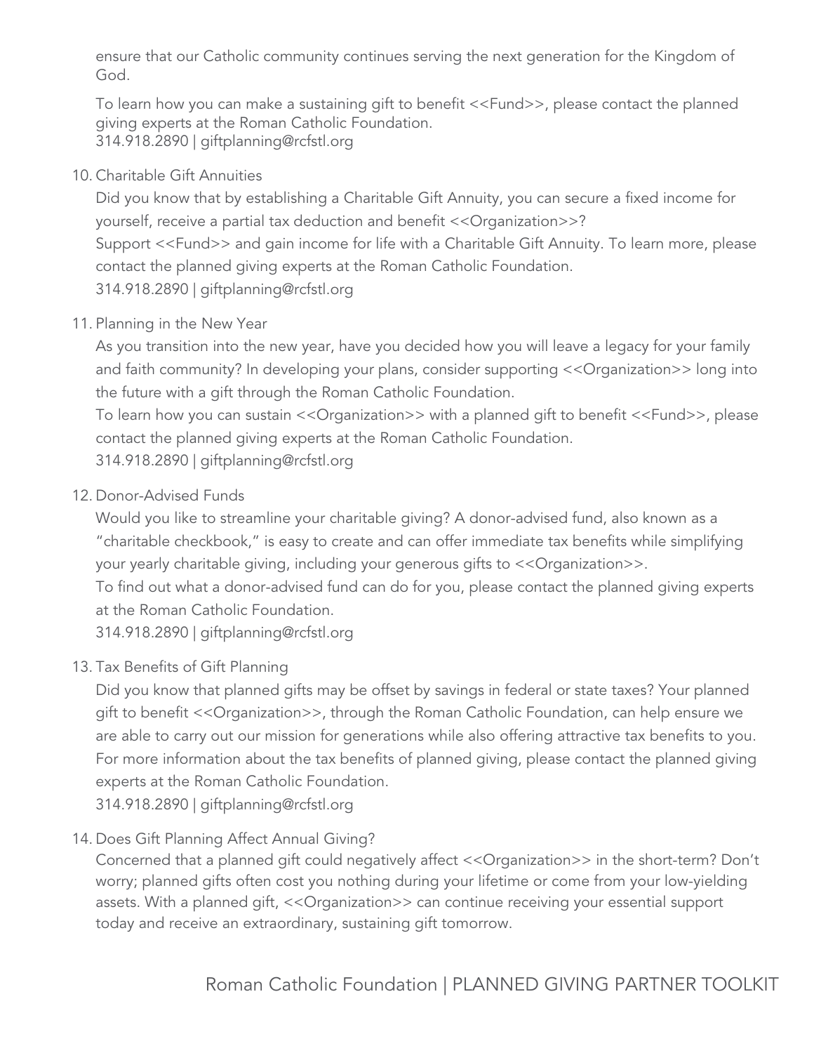ensure that our Catholic community continues serving the next generation for the Kingdom of God.

To learn how you can make a sustaining gift to benefit <<Fund>>, please contact the planned giving experts at the Roman Catholic Foundation.
314.918.2890 | giftplanning@rcfstl.org

10. Charitable Gift Annuities

    Did you know that by establishing a Charitable Gift Annuity, you can secure a fixed income for yourself, receive a partial tax deduction and benefit <<Organization>>?
    Support <<Fund>> and gain income for life with a Charitable Gift Annuity. To learn more, please contact the planned giving experts at the Roman Catholic Foundation.
    314.918.2890 | giftplanning@rcfstl.org

11. Planning in the New Year

    As you transition into the new year, have you decided how you will leave a legacy for your family and faith community? In developing your plans, consider supporting <<Organization>> long into the future with a gift through the Roman Catholic Foundation.
    To learn how you can sustain <<Organization>> with a planned gift to benefit <<Fund>>, please contact the planned giving experts at the Roman Catholic Foundation.
    314.918.2890 | giftplanning@rcfstl.org

12. Donor-Advised Funds

    Would you like to streamline your charitable giving? A donor-advised fund, also known as a "charitable checkbook," is easy to create and can offer immediate tax benefits while simplifying your yearly charitable giving, including your generous gifts to <<Organization>>.
    To find out what a donor-advised fund can do for you, please contact the planned giving experts at the Roman Catholic Foundation.
    314.918.2890 | giftplanning@rcfstl.org

13. Tax Benefits of Gift Planning

    Did you know that planned gifts may be offset by savings in federal or state taxes? Your planned gift to benefit <<Organization>>, through the Roman Catholic Foundation, can help ensure we are able to carry out our mission for generations while also offering attractive tax benefits to you. For more information about the tax benefits of planned giving, please contact the planned giving experts at the Roman Catholic Foundation.
    314.918.2890 | giftplanning@rcfstl.org

14. Does Gift Planning Affect Annual Giving?

    Concerned that a planned gift could negatively affect <<Organization>> in the short-term? Don't worry; planned gifts often cost you nothing during your lifetime or come from your low-yielding assets. With a planned gift, <<Organization>> can continue receiving your essential support today and receive an extraordinary, sustaining gift tomorrow.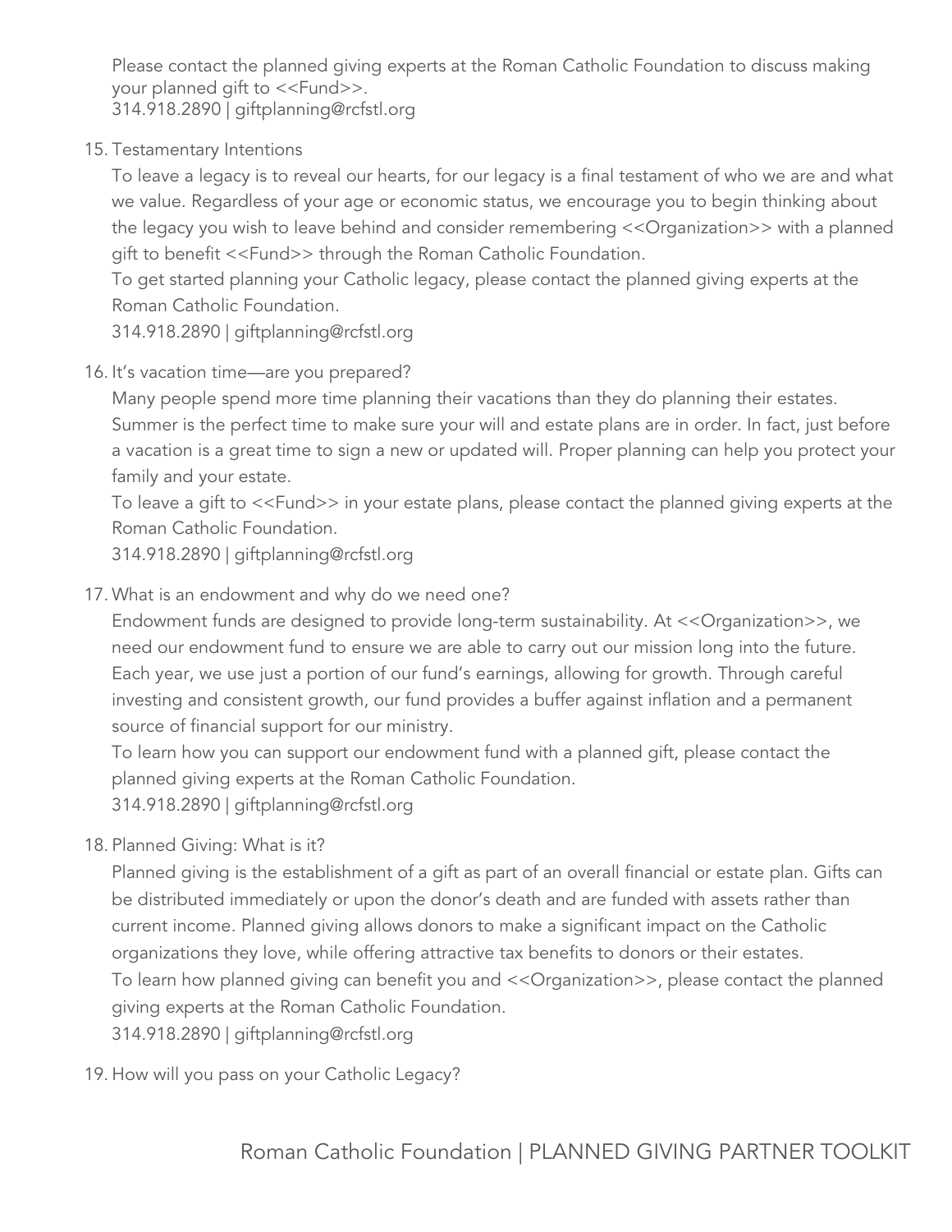Please contact the planned giving experts at the Roman Catholic Foundation to discuss making your planned gift to <<Fund>>.
314.918.2890 | giftplanning@rcfstl.org

15. Testamentary Intentions

    To leave a legacy is to reveal our hearts, for our legacy is a final testament of who we are and what we value. Regardless of your age or economic status, we encourage you to begin thinking about the legacy you wish to leave behind and consider remembering <<Organization>> with a planned gift to benefit <<Fund>> through the Roman Catholic Foundation.
    To get started planning your Catholic legacy, please contact the planned giving experts at the Roman Catholic Foundation.
    314.918.2890 | giftplanning@rcfstl.org

16. It's vacation time—are you prepared?

    Many people spend more time planning their vacations than they do planning their estates. Summer is the perfect time to make sure your will and estate plans are in order. In fact, just before a vacation is a great time to sign a new or updated will. Proper planning can help you protect your family and your estate.
    To leave a gift to <<Fund>> in your estate plans, please contact the planned giving experts at the Roman Catholic Foundation.
    314.918.2890 | giftplanning@rcfstl.org

17. What is an endowment and why do we need one?

    Endowment funds are designed to provide long-term sustainability. At <<Organization>>, we need our endowment fund to ensure we are able to carry out our mission long into the future. Each year, we use just a portion of our fund's earnings, allowing for growth. Through careful investing and consistent growth, our fund provides a buffer against inflation and a permanent source of financial support for our ministry.
    To learn how you can support our endowment fund with a planned gift, please contact the planned giving experts at the Roman Catholic Foundation.
    314.918.2890 | giftplanning@rcfstl.org

18. Planned Giving: What is it?

    Planned giving is the establishment of a gift as part of an overall financial or estate plan. Gifts can be distributed immediately or upon the donor's death and are funded with assets rather than current income. Planned giving allows donors to make a significant impact on the Catholic organizations they love, while offering attractive tax benefits to donors or their estates.
    To learn how planned giving can benefit you and <<Organization>>, please contact the planned giving experts at the Roman Catholic Foundation.
    314.918.2890 | giftplanning@rcfstl.org

19. How will you pass on your Catholic Legacy?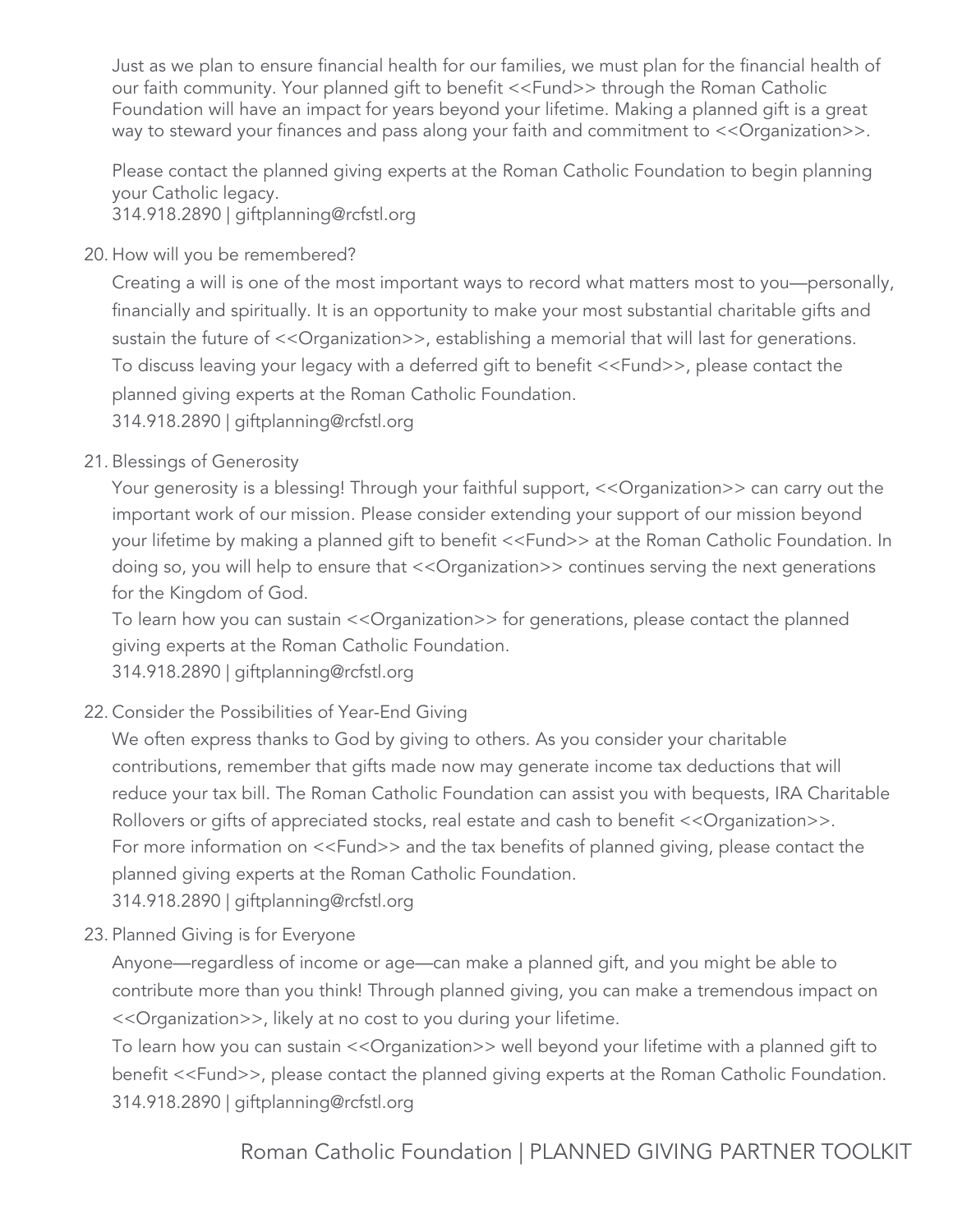Just as we plan to ensure financial health for our families, we must plan for the financial health of our faith community. Your planned gift to benefit <<Fund>> through the Roman Catholic Foundation will have an impact for years beyond your lifetime. Making a planned gift is a great way to steward your finances and pass along your faith and commitment to <<Organization>>.

Please contact the planned giving experts at the Roman Catholic Foundation to begin planning your Catholic legacy.
314.918.2890 | giftplanning@rcfstl.org

20. How will you be remembered?

    Creating a will is one of the most important ways to record what matters most to you—personally, financially and spiritually. It is an opportunity to make your most substantial charitable gifts and sustain the future of <<Organization>>, establishing a memorial that will last for generations.
    To discuss leaving your legacy with a deferred gift to benefit <<Fund>>, please contact the planned giving experts at the Roman Catholic Foundation.
    314.918.2890 | giftplanning@rcfstl.org

21. Blessings of Generosity

    Your generosity is a blessing! Through your faithful support, <<Organization>> can carry out the important work of our mission. Please consider extending your support of our mission beyond your lifetime by making a planned gift to benefit <<Fund>> at the Roman Catholic Foundation. In doing so, you will help to ensure that <<Organization>> continues serving the next generations for the Kingdom of God.
    To learn how you can sustain <<Organization>> for generations, please contact the planned giving experts at the Roman Catholic Foundation.
    314.918.2890 | giftplanning@rcfstl.org

22. Consider the Possibilities of Year-End Giving

    We often express thanks to God by giving to others. As you consider your charitable contributions, remember that gifts made now may generate income tax deductions that will reduce your tax bill. The Roman Catholic Foundation can assist you with bequests, IRA Charitable Rollovers or gifts of appreciated stocks, real estate and cash to benefit <<Organization>>.
    For more information on <<Fund>> and the tax benefits of planned giving, please contact the planned giving experts at the Roman Catholic Foundation.
    314.918.2890 | giftplanning@rcfstl.org

23. Planned Giving is for Everyone

    Anyone—regardless of income or age—can make a planned gift, and you might be able to contribute more than you think! Through planned giving, you can make a tremendous impact on <<Organization>>, likely at no cost to you during your lifetime.
    To learn how you can sustain <<Organization>> well beyond your lifetime with a planned gift to benefit <<Fund>>, please contact the planned giving experts at the Roman Catholic Foundation.
    314.918.2890 | giftplanning@rcfstl.org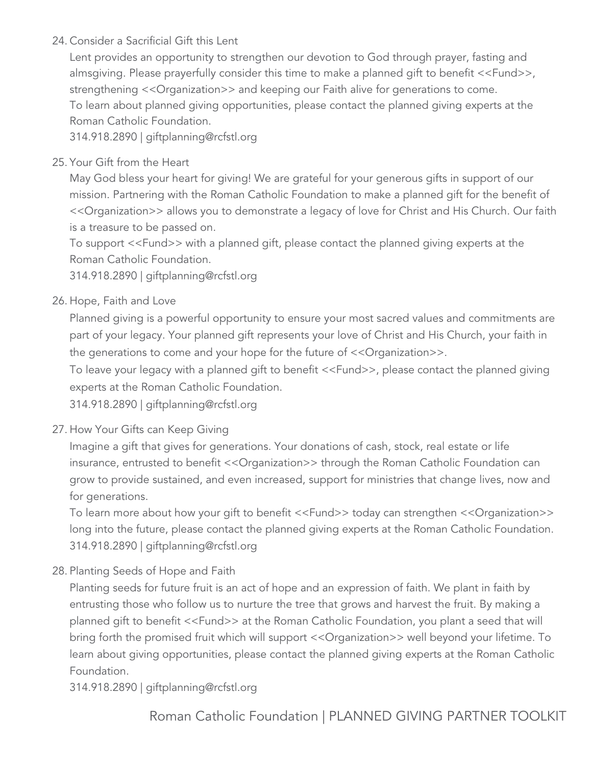24. Consider a Sacrificial Gift this Lent

    Lent provides an opportunity to strengthen our devotion to God through prayer, fasting and almsgiving. Please prayerfully consider this time to make a planned gift to benefit <<Fund>>, strengthening <<Organization>> and keeping our Faith alive for generations to come.

    To learn about planned giving opportunities, please contact the planned giving experts at the Roman Catholic Foundation.

    314.918.2890 | giftplanning@rcfstl.org

25. Your Gift from the Heart

    May God bless your heart for giving! We are grateful for your generous gifts in support of our mission. Partnering with the Roman Catholic Foundation to make a planned gift for the benefit of <<Organization>> allows you to demonstrate a legacy of love for Christ and His Church. Our faith is a treasure to be passed on.

    To support <<Fund>> with a planned gift, please contact the planned giving experts at the Roman Catholic Foundation.

    314.918.2890 | giftplanning@rcfstl.org

26. Hope, Faith and Love

    Planned giving is a powerful opportunity to ensure your most sacred values and commitments are part of your legacy. Your planned gift represents your love of Christ and His Church, your faith in the generations to come and your hope for the future of <<Organization>>.

    To leave your legacy with a planned gift to benefit <<Fund>>, please contact the planned giving experts at the Roman Catholic Foundation.

    314.918.2890 | giftplanning@rcfstl.org

27. How Your Gifts can Keep Giving

    Imagine a gift that gives for generations. Your donations of cash, stock, real estate or life insurance, entrusted to benefit <<Organization>> through the Roman Catholic Foundation can grow to provide sustained, and even increased, support for ministries that change lives, now and for generations.

    To learn more about how your gift to benefit <<Fund>> today can strengthen <<Organization>> long into the future, please contact the planned giving experts at the Roman Catholic Foundation.

    314.918.2890 | giftplanning@rcfstl.org

28. Planting Seeds of Hope and Faith

    Planting seeds for future fruit is an act of hope and an expression of faith. We plant in faith by entrusting those who follow us to nurture the tree that grows and harvest the fruit. By making a planned gift to benefit <<Fund>> at the Roman Catholic Foundation, you plant a seed that will bring forth the promised fruit which will support <<Organization>> well beyond your lifetime. To learn about giving opportunities, please contact the planned giving experts at the Roman Catholic Foundation.

    314.918.2890 | giftplanning@rcfstl.org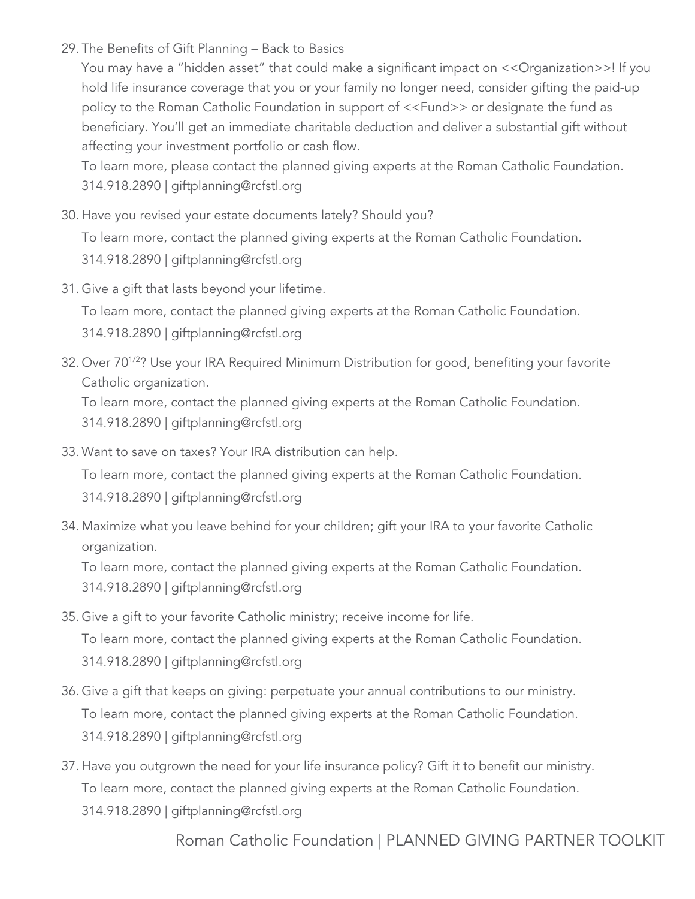29. The Benefits of Gift Planning – Back to Basics

    You may have a "hidden asset" that could make a significant impact on <<Organization>>! If you hold life insurance coverage that you or your family no longer need, consider gifting the paid-up policy to the Roman Catholic Foundation in support of <<Fund>> or designate the fund as beneficiary. You'll get an immediate charitable deduction and deliver a substantial gift without affecting your investment portfolio or cash flow.

    To learn more, please contact the planned giving experts at the Roman Catholic Foundation.
    314.918.2890 | giftplanning@rcfstl.org

30. Have you revised your estate documents lately? Should you?

    To learn more, contact the planned giving experts at the Roman Catholic Foundation.
    314.918.2890 | giftplanning@rcfstl.org

31. Give a gift that lasts beyond your lifetime.

    To learn more, contact the planned giving experts at the Roman Catholic Foundation.
    314.918.2890 | giftplanning@rcfstl.org

32. Over 70½? Use your IRA Required Minimum Distribution for good, benefiting your favorite Catholic organization.

    To learn more, contact the planned giving experts at the Roman Catholic Foundation.
    314.918.2890 | giftplanning@rcfstl.org

33. Want to save on taxes? Your IRA distribution can help.

    To learn more, contact the planned giving experts at the Roman Catholic Foundation.
    314.918.2890 | giftplanning@rcfstl.org

34. Maximize what you leave behind for your children; gift your IRA to your favorite Catholic organization.

    To learn more, contact the planned giving experts at the Roman Catholic Foundation.
    314.918.2890 | giftplanning@rcfstl.org

35. Give a gift to your favorite Catholic ministry; receive income for life.

    To learn more, contact the planned giving experts at the Roman Catholic Foundation.
    314.918.2890 | giftplanning@rcfstl.org

36. Give a gift that keeps on giving: perpetuate your annual contributions to our ministry.

    To learn more, contact the planned giving experts at the Roman Catholic Foundation.
    314.918.2890 | giftplanning@rcfstl.org

37. Have you outgrown the need for your life insurance policy? Gift it to benefit our ministry.

    To learn more, contact the planned giving experts at the Roman Catholic Foundation.
    314.918.2890 | giftplanning@rcfstl.org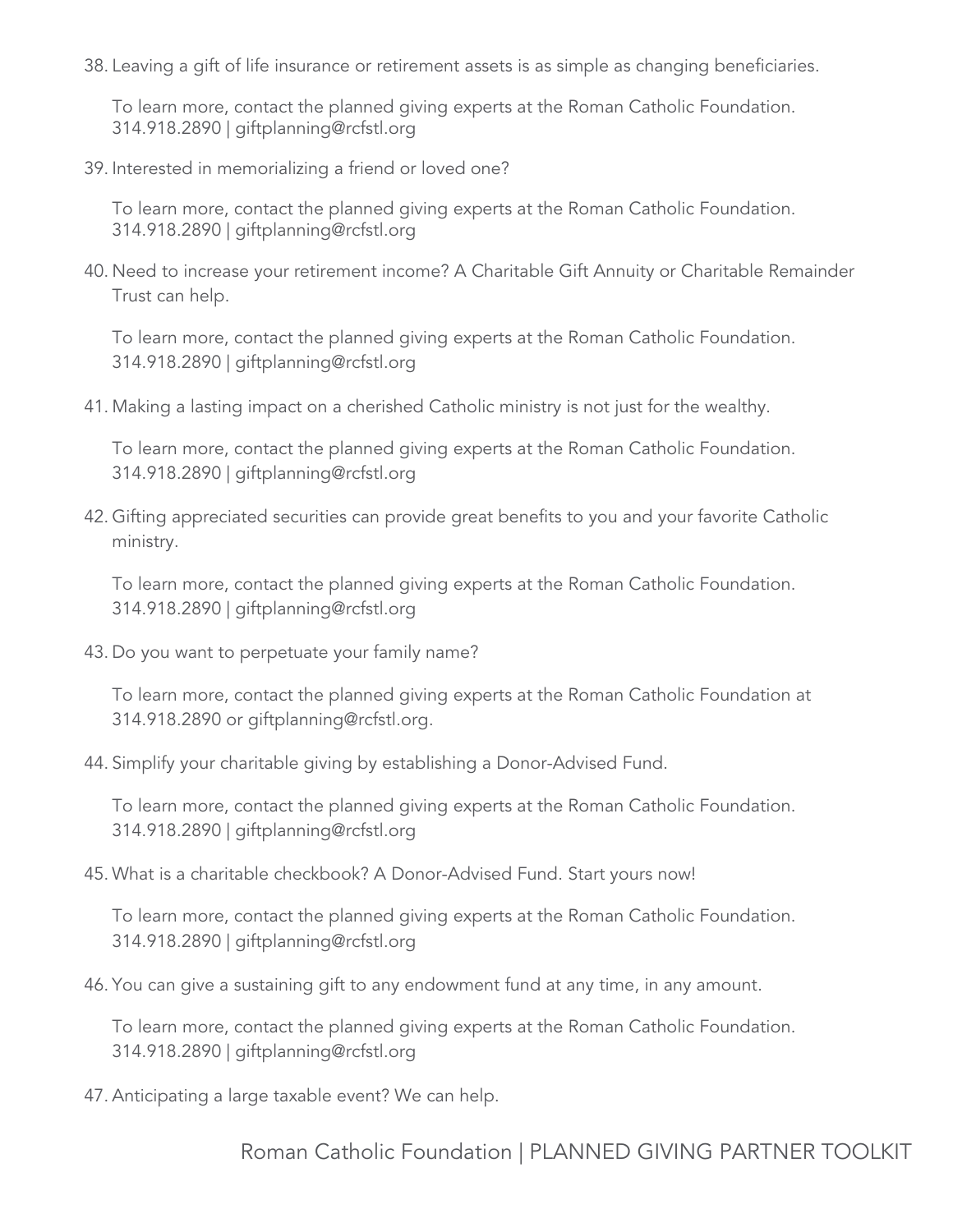38. Leaving a gift of life insurance or retirement assets is as simple as changing beneficiaries.

    To learn more, contact the planned giving experts at the Roman Catholic Foundation.
    314.918.2890 | giftplanning@rcfstl.org

39. Interested in memorializing a friend or loved one?

    To learn more, contact the planned giving experts at the Roman Catholic Foundation.
    314.918.2890 | giftplanning@rcfstl.org

40. Need to increase your retirement income? A Charitable Gift Annuity or Charitable Remainder Trust can help.

    To learn more, contact the planned giving experts at the Roman Catholic Foundation.
    314.918.2890 | giftplanning@rcfstl.org

41. Making a lasting impact on a cherished Catholic ministry is not just for the wealthy.

    To learn more, contact the planned giving experts at the Roman Catholic Foundation.
    314.918.2890 | giftplanning@rcfstl.org

42. Gifting appreciated securities can provide great benefits to you and your favorite Catholic ministry.

    To learn more, contact the planned giving experts at the Roman Catholic Foundation.
    314.918.2890 | giftplanning@rcfstl.org

43. Do you want to perpetuate your family name?

    To learn more, contact the planned giving experts at the Roman Catholic Foundation at 314.918.2890 or giftplanning@rcfstl.org.

44. Simplify your charitable giving by establishing a Donor-Advised Fund.

    To learn more, contact the planned giving experts at the Roman Catholic Foundation.
    314.918.2890 | giftplanning@rcfstl.org

45. What is a charitable checkbook? A Donor-Advised Fund. Start yours now!

    To learn more, contact the planned giving experts at the Roman Catholic Foundation.
    314.918.2890 | giftplanning@rcfstl.org

46. You can give a sustaining gift to any endowment fund at any time, in any amount.

    To learn more, contact the planned giving experts at the Roman Catholic Foundation.
    314.918.2890 | giftplanning@rcfstl.org

47. Anticipating a large taxable event? We can help.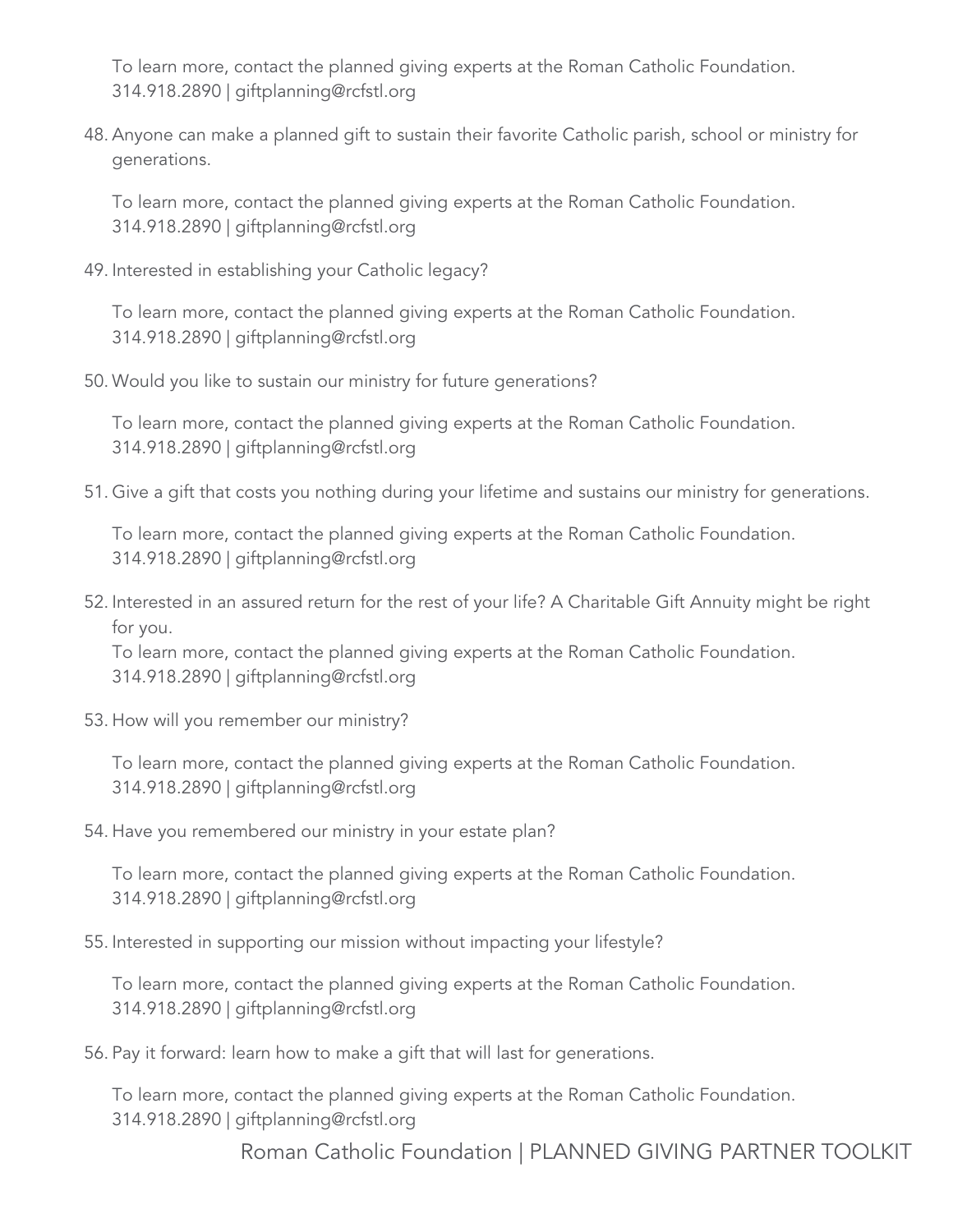To learn more, contact the planned giving experts at the Roman Catholic Foundation.
314.918.2890 | giftplanning@rcfstl.org

48. Anyone can make a planned gift to sustain their favorite Catholic parish, school or ministry for generations.

    To learn more, contact the planned giving experts at the Roman Catholic Foundation.
    314.918.2890 | giftplanning@rcfstl.org

49. Interested in establishing your Catholic legacy?

    To learn more, contact the planned giving experts at the Roman Catholic Foundation.
    314.918.2890 | giftplanning@rcfstl.org

50. Would you like to sustain our ministry for future generations?

    To learn more, contact the planned giving experts at the Roman Catholic Foundation.
    314.918.2890 | giftplanning@rcfstl.org

51. Give a gift that costs you nothing during your lifetime and sustains our ministry for generations.

    To learn more, contact the planned giving experts at the Roman Catholic Foundation.
    314.918.2890 | giftplanning@rcfstl.org

52. Interested in an assured return for the rest of your life? A Charitable Gift Annuity might be right for you.
    To learn more, contact the planned giving experts at the Roman Catholic Foundation.
    314.918.2890 | giftplanning@rcfstl.org

53. How will you remember our ministry?

    To learn more, contact the planned giving experts at the Roman Catholic Foundation.
    314.918.2890 | giftplanning@rcfstl.org

54. Have you remembered our ministry in your estate plan?

    To learn more, contact the planned giving experts at the Roman Catholic Foundation.
    314.918.2890 | giftplanning@rcfstl.org

55. Interested in supporting our mission without impacting your lifestyle?

    To learn more, contact the planned giving experts at the Roman Catholic Foundation.
    314.918.2890 | giftplanning@rcfstl.org

56. Pay it forward: learn how to make a gift that will last for generations.

    To learn more, contact the planned giving experts at the Roman Catholic Foundation.
    314.918.2890 | giftplanning@rcfstl.org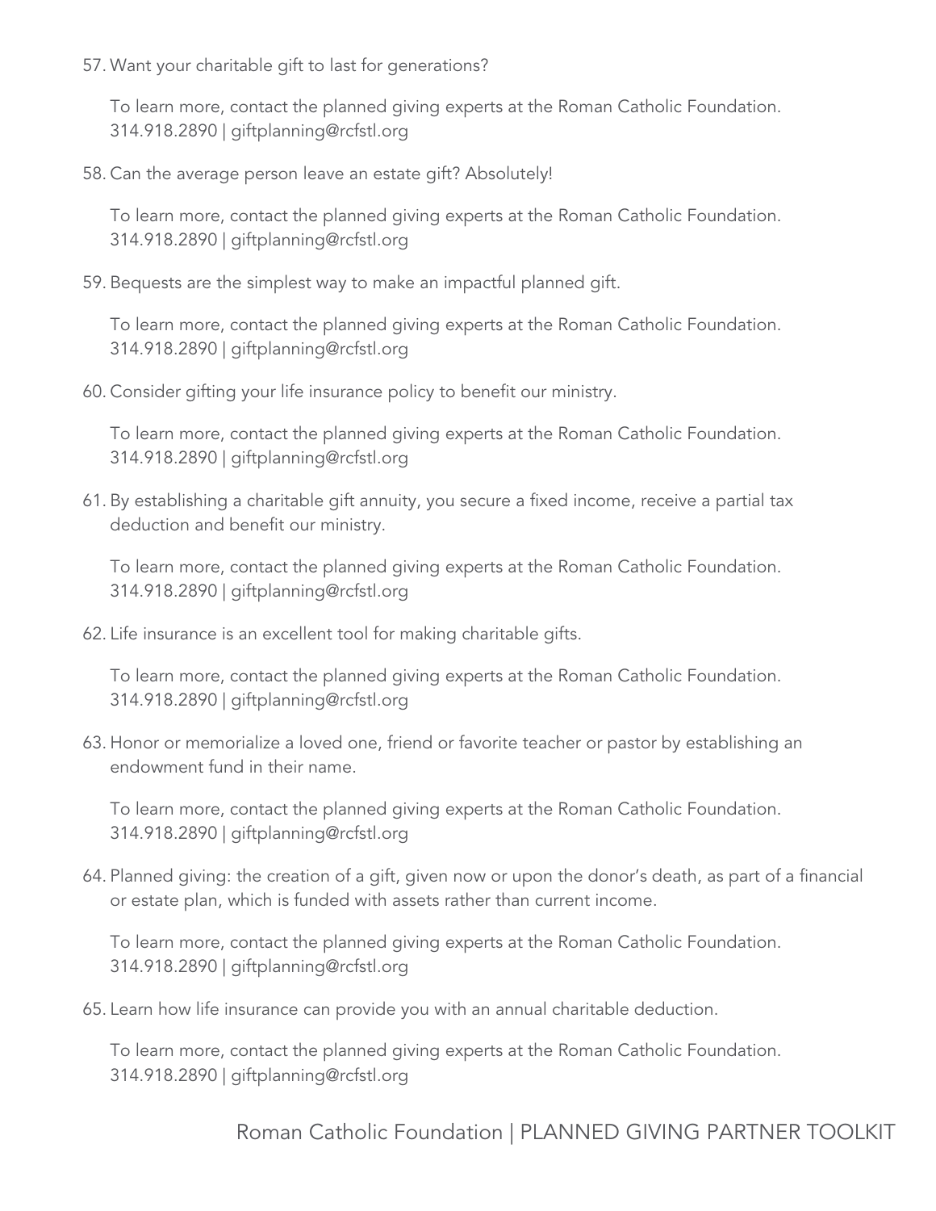57. Want your charitable gift to last for generations?

    To learn more, contact the planned giving experts at the Roman Catholic Foundation.
    314.918.2890 | giftplanning@rcfstl.org

58. Can the average person leave an estate gift? Absolutely!

    To learn more, contact the planned giving experts at the Roman Catholic Foundation.
    314.918.2890 | giftplanning@rcfstl.org

59. Bequests are the simplest way to make an impactful planned gift.

    To learn more, contact the planned giving experts at the Roman Catholic Foundation.
    314.918.2890 | giftplanning@rcfstl.org

60. Consider gifting your life insurance policy to benefit our ministry.

    To learn more, contact the planned giving experts at the Roman Catholic Foundation.
    314.918.2890 | giftplanning@rcfstl.org

61. By establishing a charitable gift annuity, you secure a fixed income, receive a partial tax deduction and benefit our ministry.

    To learn more, contact the planned giving experts at the Roman Catholic Foundation.
    314.918.2890 | giftplanning@rcfstl.org

62. Life insurance is an excellent tool for making charitable gifts.

    To learn more, contact the planned giving experts at the Roman Catholic Foundation.
    314.918.2890 | giftplanning@rcfstl.org

63. Honor or memorialize a loved one, friend or favorite teacher or pastor by establishing an endowment fund in their name.

    To learn more, contact the planned giving experts at the Roman Catholic Foundation.
    314.918.2890 | giftplanning@rcfstl.org

64. Planned giving: the creation of a gift, given now or upon the donor's death, as part of a financial or estate plan, which is funded with assets rather than current income.

    To learn more, contact the planned giving experts at the Roman Catholic Foundation.
    314.918.2890 | giftplanning@rcfstl.org

65. Learn how life insurance can provide you with an annual charitable deduction.

    To learn more, contact the planned giving experts at the Roman Catholic Foundation.
    314.918.2890 | giftplanning@rcfstl.org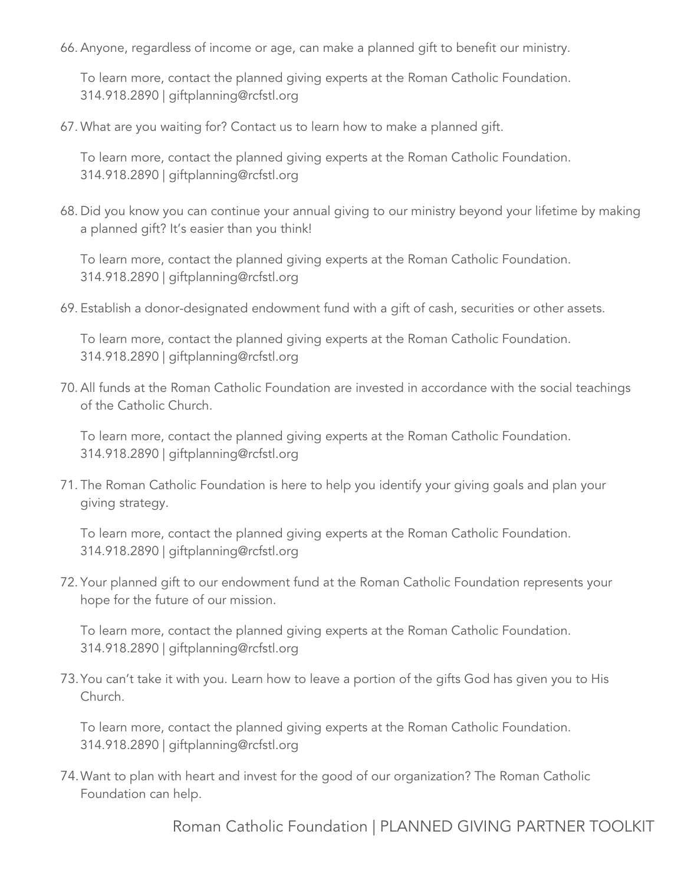66. Anyone, regardless of income or age, can make a planned gift to benefit our ministry.

    To learn more, contact the planned giving experts at the Roman Catholic Foundation.
    314.918.2890 | giftplanning@rcfstl.org

67. What are you waiting for? Contact us to learn how to make a planned gift.

    To learn more, contact the planned giving experts at the Roman Catholic Foundation.
    314.918.2890 | giftplanning@rcfstl.org

68. Did you know you can continue your annual giving to our ministry beyond your lifetime by making a planned gift? It's easier than you think!

    To learn more, contact the planned giving experts at the Roman Catholic Foundation.
    314.918.2890 | giftplanning@rcfstl.org

69. Establish a donor-designated endowment fund with a gift of cash, securities or other assets.

    To learn more, contact the planned giving experts at the Roman Catholic Foundation.
    314.918.2890 | giftplanning@rcfstl.org

70. All funds at the Roman Catholic Foundation are invested in accordance with the social teachings of the Catholic Church.

    To learn more, contact the planned giving experts at the Roman Catholic Foundation.
    314.918.2890 | giftplanning@rcfstl.org

71. The Roman Catholic Foundation is here to help you identify your giving goals and plan your giving strategy.

    To learn more, contact the planned giving experts at the Roman Catholic Foundation.
    314.918.2890 | giftplanning@rcfstl.org

72. Your planned gift to our endowment fund at the Roman Catholic Foundation represents your hope for the future of our mission.

    To learn more, contact the planned giving experts at the Roman Catholic Foundation.
    314.918.2890 | giftplanning@rcfstl.org

73. You can't take it with you. Learn how to leave a portion of the gifts God has given you to His Church.

    To learn more, contact the planned giving experts at the Roman Catholic Foundation.
    314.918.2890 | giftplanning@rcfstl.org

74. Want to plan with heart and invest for the good of our organization? The Roman Catholic Foundation can help.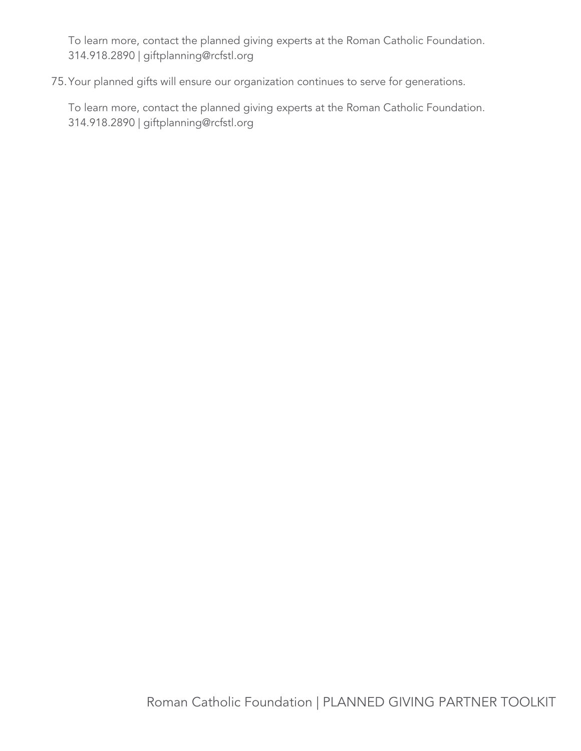To learn more, contact the planned giving experts at the Roman Catholic Foundation.
314.918.2890 | giftplanning@rcfstl.org

75. Your planned gifts will ensure our organization continues to serve for generations.

    To learn more, contact the planned giving experts at the Roman Catholic Foundation.
    314.918.2890 | giftplanning@rcfstl.org